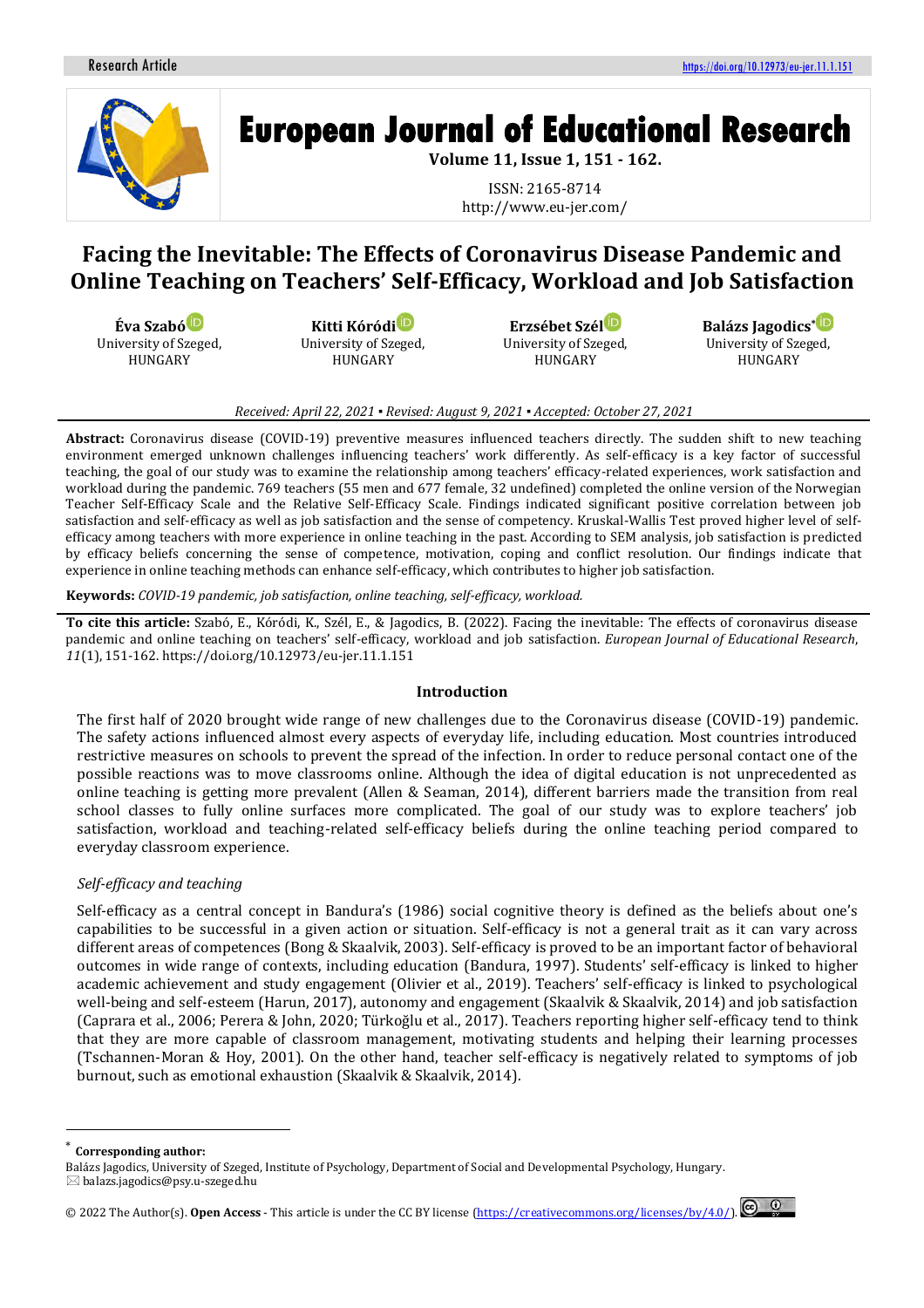Research Article https://doi.org/10.12973/eu-jer.11.1.151

# European Journal of Educational Research

**Volume 11, Issue 1, 151 - 162.**

ISSN: 2165-8714
http://www.eu-jer.com/

# Facing the Inevitable: The Effects of Coronavirus Disease Pandemic and Online Teaching on Teachers' Self-Efficacy, Workload and Job Satisfaction

**Éva Szabó**
University of Szeged, HUNGARY

**Kitti Kóródi**
University of Szeged, HUNGARY

**Erzsébet Szél**
University of Szeged, HUNGARY

**Balázs Jagodics***
University of Szeged, HUNGARY

*Received: April 22, 2021 ▪ Revised: August 9, 2021 ▪ Accepted: October 27, 2021*

**Abstract:** Coronavirus disease (COVID-19) preventive measures influenced teachers directly. The sudden shift to new teaching environment emerged unknown challenges influencing teachers' work differently. As self-efficacy is a key factor of successful teaching, the goal of our study was to examine the relationship among teachers' efficacy-related experiences, work satisfaction and workload during the pandemic. 769 teachers (55 men and 677 female, 32 undefined) completed the online version of the Norwegian Teacher Self-Efficacy Scale and the Relative Self-Efficacy Scale. Findings indicated significant positive correlation between job satisfaction and self-efficacy as well as job satisfaction and the sense of competency. Kruskal-Wallis Test proved higher level of self-efficacy among teachers with more experience in online teaching in the past. According to SEM analysis, job satisfaction is predicted by efficacy beliefs concerning the sense of competence, motivation, coping and conflict resolution. Our findings indicate that experience in online teaching methods can enhance self-efficacy, which contributes to higher job satisfaction.

**Keywords:** *COVID-19 pandemic, job satisfaction, online teaching, self-efficacy, workload.*

**To cite this article:** Szabó, E., Kóródi, K., Szél, E., & Jagodics, B. (2022). Facing the inevitable: The effects of coronavirus disease pandemic and online teaching on teachers' self-efficacy, workload and job satisfaction. *European Journal of Educational Research*, *11*(1), 151-162. https://doi.org/10.12973/eu-jer.11.1.151

## Introduction

The first half of 2020 brought wide range of new challenges due to the Coronavirus disease (COVID-19) pandemic. The safety actions influenced almost every aspects of everyday life, including education. Most countries introduced restrictive measures on schools to prevent the spread of the infection. In order to reduce personal contact one of the possible reactions was to move classrooms online. Although the idea of digital education is not unprecedented as online teaching is getting more prevalent (Allen & Seaman, 2014), different barriers made the transition from real school classes to fully online surfaces more complicated. The goal of our study was to explore teachers' job satisfaction, workload and teaching-related self-efficacy beliefs during the online teaching period compared to everyday classroom experience.

### *Self-efficacy and teaching*

Self-efficacy as a central concept in Bandura's (1986) social cognitive theory is defined as the beliefs about one's capabilities to be successful in a given action or situation. Self-efficacy is not a general trait as it can vary across different areas of competences (Bong & Skaalvik, 2003). Self-efficacy is proved to be an important factor of behavioral outcomes in wide range of contexts, including education (Bandura, 1997). Students' self-efficacy is linked to higher academic achievement and study engagement (Olivier et al., 2019). Teachers' self-efficacy is linked to psychological well-being and self-esteem (Harun, 2017), autonomy and engagement (Skaalvik & Skaalvik, 2014) and job satisfaction (Caprara et al., 2006; Perera & John, 2020; Türkoğlu et al., 2017). Teachers reporting higher self-efficacy tend to think that they are more capable of classroom management, motivating students and helping their learning processes (Tschannen-Moran & Hoy, 2001). On the other hand, teacher self-efficacy is negatively related to symptoms of job burnout, such as emotional exhaustion (Skaalvik & Skaalvik, 2014).

---

* **Corresponding author:**
Balázs Jagodics, University of Szeged, Institute of Psychology, Department of Social and Developmental Psychology, Hungary. ✉ balazs.jagodics@psy.u-szeged.hu

© 2022 The Author(s). **Open Access** - This article is under the CC BY license (https://creativecommons.org/licenses/by/4.0/).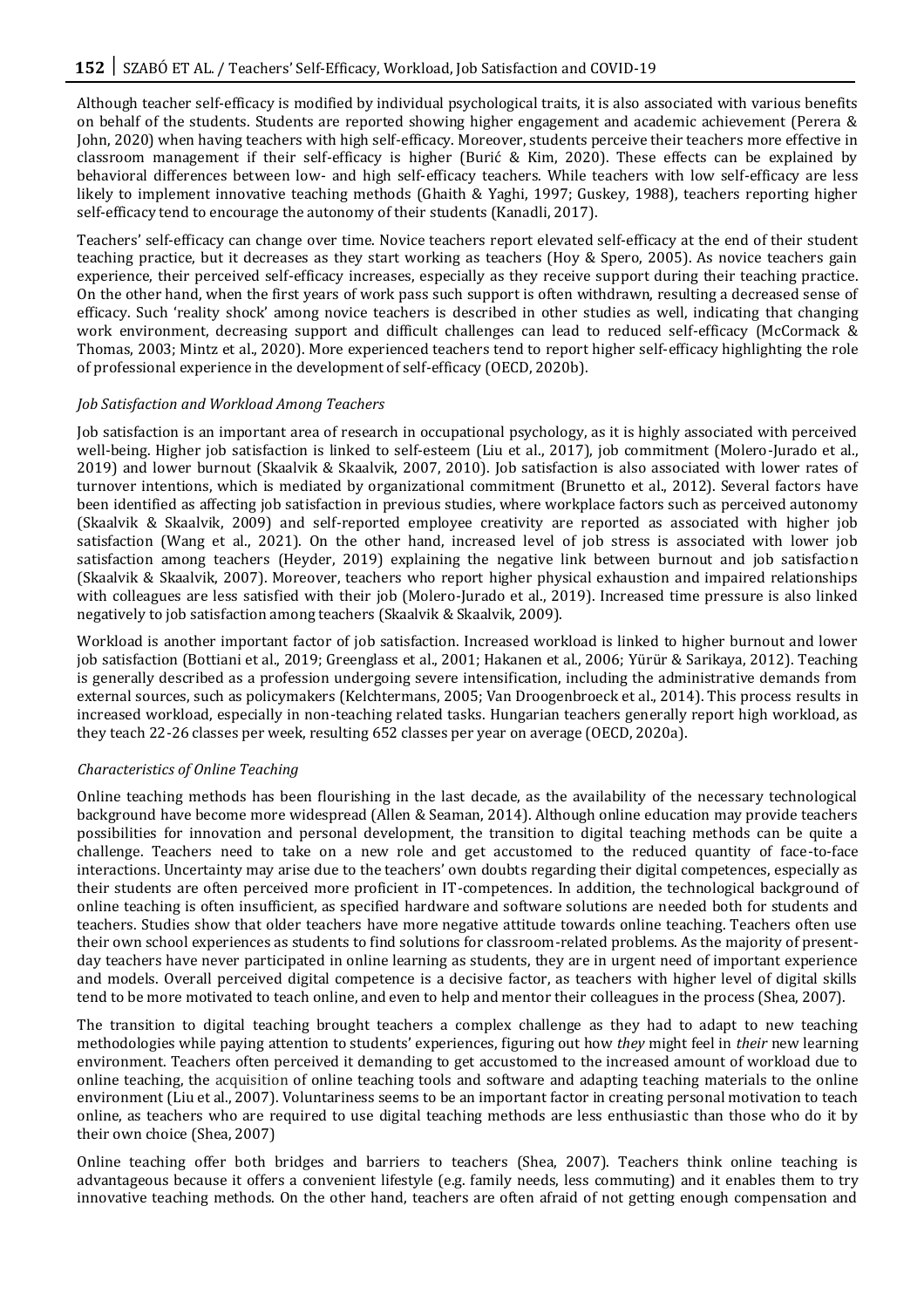Although teacher self-efficacy is modified by individual psychological traits, it is also associated with various benefits on behalf of the students. Students are reported showing higher engagement and academic achievement (Perera & John, 2020) when having teachers with high self-efficacy. Moreover, students perceive their teachers more effective in classroom management if their self-efficacy is higher (Burić & Kim, 2020). These effects can be explained by behavioral differences between low- and high self-efficacy teachers. While teachers with low self-efficacy are less likely to implement innovative teaching methods (Ghaith & Yaghi, 1997; Guskey, 1988), teachers reporting higher self-efficacy tend to encourage the autonomy of their students (Kanadli, 2017).

Teachers' self-efficacy can change over time. Novice teachers report elevated self-efficacy at the end of their student teaching practice, but it decreases as they start working as teachers (Hoy & Spero, 2005). As novice teachers gain experience, their perceived self-efficacy increases, especially as they receive support during their teaching practice. On the other hand, when the first years of work pass such support is often withdrawn, resulting a decreased sense of efficacy. Such 'reality shock' among novice teachers is described in other studies as well, indicating that changing work environment, decreasing support and difficult challenges can lead to reduced self-efficacy (McCormack & Thomas, 2003; Mintz et al., 2020). More experienced teachers tend to report higher self-efficacy highlighting the role of professional experience in the development of self-efficacy (OECD, 2020b).

### *Job Satisfaction and Workload Among Teachers*

Job satisfaction is an important area of research in occupational psychology, as it is highly associated with perceived well-being. Higher job satisfaction is linked to self-esteem (Liu et al., 2017), job commitment (Molero-Jurado et al., 2019) and lower burnout (Skaalvik & Skaalvik, 2007, 2010). Job satisfaction is also associated with lower rates of turnover intentions, which is mediated by organizational commitment (Brunetto et al., 2012). Several factors have been identified as affecting job satisfaction in previous studies, where workplace factors such as perceived autonomy (Skaalvik & Skaalvik, 2009) and self-reported employee creativity are reported as associated with higher job satisfaction (Wang et al., 2021). On the other hand, increased level of job stress is associated with lower job satisfaction among teachers (Heyder, 2019) explaining the negative link between burnout and job satisfaction (Skaalvik & Skaalvik, 2007). Moreover, teachers who report higher physical exhaustion and impaired relationships with colleagues are less satisfied with their job (Molero-Jurado et al., 2019). Increased time pressure is also linked negatively to job satisfaction among teachers (Skaalvik & Skaalvik, 2009).

Workload is another important factor of job satisfaction. Increased workload is linked to higher burnout and lower job satisfaction (Bottiani et al., 2019; Greenglass et al., 2001; Hakanen et al., 2006; Yürür & Sarikaya, 2012). Teaching is generally described as a profession undergoing severe intensification, including the administrative demands from external sources, such as policymakers (Kelchtermans, 2005; Van Droogenbroeck et al., 2014). This process results in increased workload, especially in non-teaching related tasks. Hungarian teachers generally report high workload, as they teach 22-26 classes per week, resulting 652 classes per year on average (OECD, 2020a).

### *Characteristics of Online Teaching*

Online teaching methods has been flourishing in the last decade, as the availability of the necessary technological background have become more widespread (Allen & Seaman, 2014). Although online education may provide teachers possibilities for innovation and personal development, the transition to digital teaching methods can be quite a challenge. Teachers need to take on a new role and get accustomed to the reduced quantity of face-to-face interactions. Uncertainty may arise due to the teachers' own doubts regarding their digital competences, especially as their students are often perceived more proficient in IT-competences. In addition, the technological background of online teaching is often insufficient, as specified hardware and software solutions are needed both for students and teachers. Studies show that older teachers have more negative attitude towards online teaching. Teachers often use their own school experiences as students to find solutions for classroom-related problems. As the majority of present-day teachers have never participated in online learning as students, they are in urgent need of important experience and models. Overall perceived digital competence is a decisive factor, as teachers with higher level of digital skills tend to be more motivated to teach online, and even to help and mentor their colleagues in the process (Shea, 2007).

The transition to digital teaching brought teachers a complex challenge as they had to adapt to new teaching methodologies while paying attention to students' experiences, figuring out how *they* might feel in *their* new learning environment. Teachers often perceived it demanding to get accustomed to the increased amount of workload due to online teaching, the acquisition of online teaching tools and software and adapting teaching materials to the online environment (Liu et al., 2007). Voluntariness seems to be an important factor in creating personal motivation to teach online, as teachers who are required to use digital teaching methods are less enthusiastic than those who do it by their own choice (Shea, 2007)

Online teaching offer both bridges and barriers to teachers (Shea, 2007). Teachers think online teaching is advantageous because it offers a convenient lifestyle (e.g. family needs, less commuting) and it enables them to try innovative teaching methods. On the other hand, teachers are often afraid of not getting enough compensation and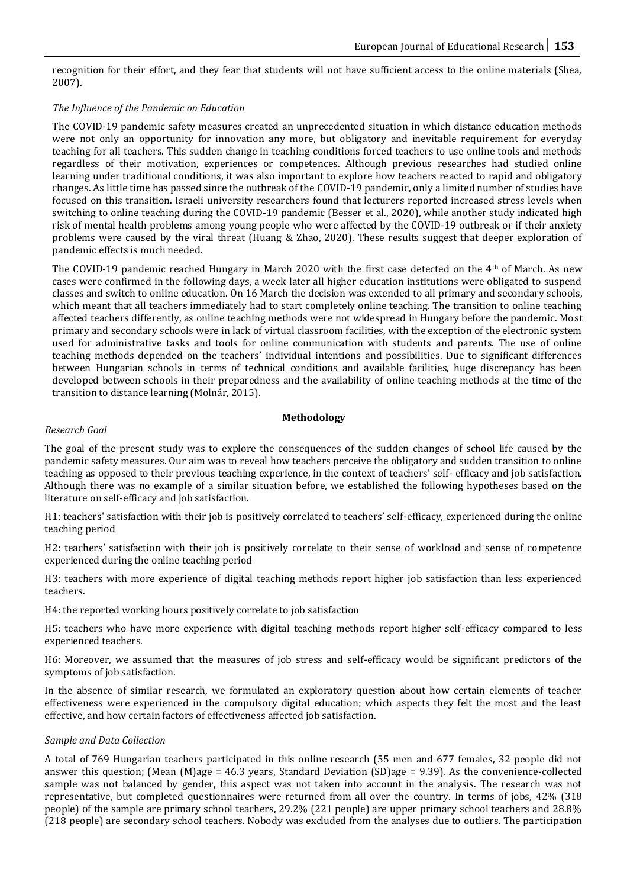recognition for their effort, and they fear that students will not have sufficient access to the online materials (Shea, 2007).

*The Influence of the Pandemic on Education*

The COVID-19 pandemic safety measures created an unprecedented situation in which distance education methods were not only an opportunity for innovation any more, but obligatory and inevitable requirement for everyday teaching for all teachers. This sudden change in teaching conditions forced teachers to use online tools and methods regardless of their motivation, experiences or competences. Although previous researches had studied online learning under traditional conditions, it was also important to explore how teachers reacted to rapid and obligatory changes. As little time has passed since the outbreak of the COVID-19 pandemic, only a limited number of studies have focused on this transition. Israeli university researchers found that lecturers reported increased stress levels when switching to online teaching during the COVID-19 pandemic (Besser et al., 2020), while another study indicated high risk of mental health problems among young people who were affected by the COVID-19 outbreak or if their anxiety problems were caused by the viral threat (Huang & Zhao, 2020). These results suggest that deeper exploration of pandemic effects is much needed.

The COVID-19 pandemic reached Hungary in March 2020 with the first case detected on the 4th of March. As new cases were confirmed in the following days, a week later all higher education institutions were obligated to suspend classes and switch to online education. On 16 March the decision was extended to all primary and secondary schools, which meant that all teachers immediately had to start completely online teaching. The transition to online teaching affected teachers differently, as online teaching methods were not widespread in Hungary before the pandemic. Most primary and secondary schools were in lack of virtual classroom facilities, with the exception of the electronic system used for administrative tasks and tools for online communication with students and parents. The use of online teaching methods depended on the teachers' individual intentions and possibilities. Due to significant differences between Hungarian schools in terms of technical conditions and available facilities, huge discrepancy has been developed between schools in their preparedness and the availability of online teaching methods at the time of the transition to distance learning (Molnár, 2015).

## Methodology

*Research Goal*

The goal of the present study was to explore the consequences of the sudden changes of school life caused by the pandemic safety measures. Our aim was to reveal how teachers perceive the obligatory and sudden transition to online teaching as opposed to their previous teaching experience, in the context of teachers' self- efficacy and job satisfaction. Although there was no example of a similar situation before, we established the following hypotheses based on the literature on self-efficacy and job satisfaction.

H1: teachers' satisfaction with their job is positively correlated to teachers' self-efficacy, experienced during the online teaching period

H2: teachers' satisfaction with their job is positively correlate to their sense of workload and sense of competence experienced during the online teaching period

H3: teachers with more experience of digital teaching methods report higher job satisfaction than less experienced teachers.

H4: the reported working hours positively correlate to job satisfaction

H5: teachers who have more experience with digital teaching methods report higher self-efficacy compared to less experienced teachers.

H6: Moreover, we assumed that the measures of job stress and self-efficacy would be significant predictors of the symptoms of job satisfaction.

In the absence of similar research, we formulated an exploratory question about how certain elements of teacher effectiveness were experienced in the compulsory digital education; which aspects they felt the most and the least effective, and how certain factors of effectiveness affected job satisfaction.

*Sample and Data Collection*

A total of 769 Hungarian teachers participated in this online research (55 men and 677 females, 32 people did not answer this question; (Mean (M)age = 46.3 years, Standard Deviation (SD)age = 9.39). As the convenience-collected sample was not balanced by gender, this aspect was not taken into account in the analysis. The research was not representative, but completed questionnaires were returned from all over the country. In terms of jobs, 42% (318 people) of the sample are primary school teachers, 29.2% (221 people) are upper primary school teachers and 28.8% (218 people) are secondary school teachers. Nobody was excluded from the analyses due to outliers. The participation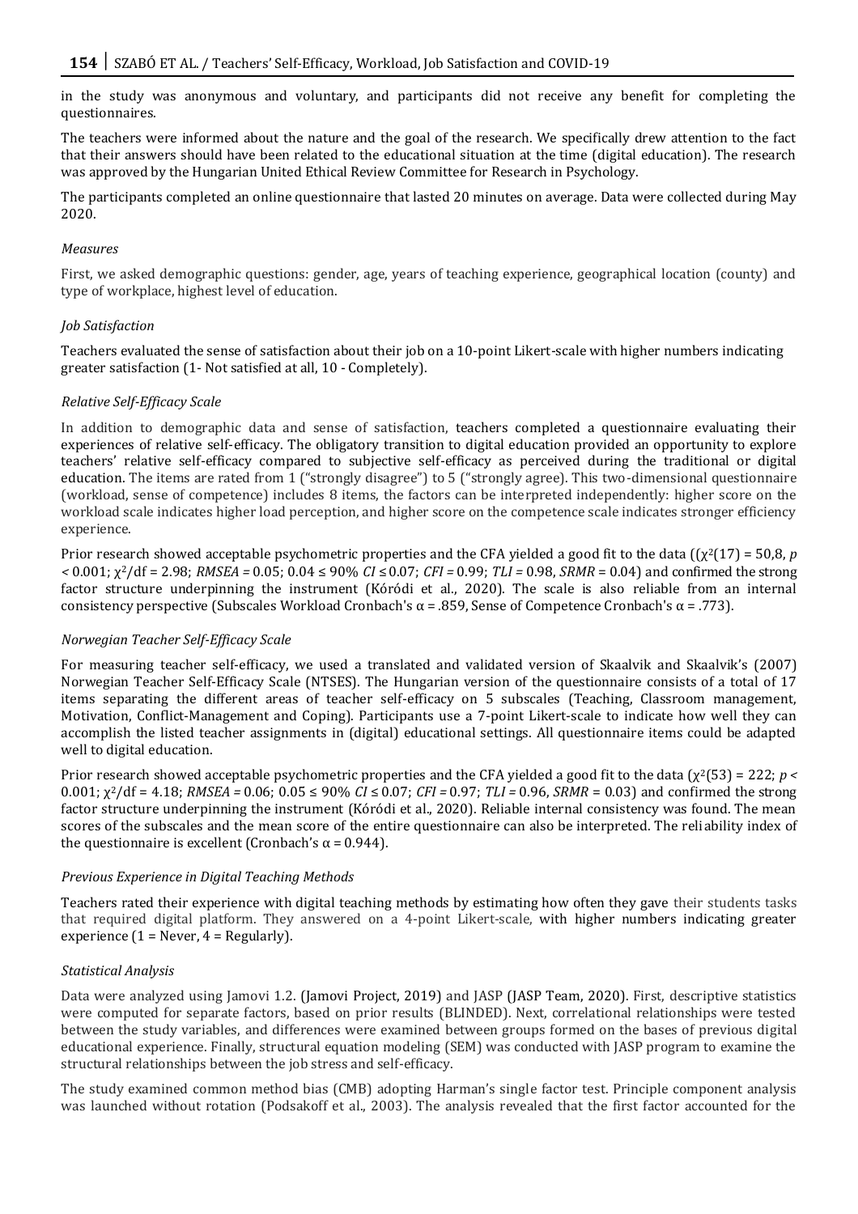in the study was anonymous and voluntary, and participants did not receive any benefit for completing the questionnaires.

The teachers were informed about the nature and the goal of the research. We specifically drew attention to the fact that their answers should have been related to the educational situation at the time (digital education). The research was approved by the Hungarian United Ethical Review Committee for Research in Psychology.

The participants completed an online questionnaire that lasted 20 minutes on average. Data were collected during May 2020.

### *Measures*

First, we asked demographic questions: gender, age, years of teaching experience, geographical location (county) and type of workplace, highest level of education.

### *Job Satisfaction*

Teachers evaluated the sense of satisfaction about their job on a 10-point Likert-scale with higher numbers indicating greater satisfaction (1- Not satisfied at all, 10 - Completely).

### *Relative Self-Efficacy Scale*

In addition to demographic data and sense of satisfaction, teachers completed a questionnaire evaluating their experiences of relative self-efficacy. The obligatory transition to digital education provided an opportunity to explore teachers' relative self-efficacy compared to subjective self-efficacy as perceived during the traditional or digital education. The items are rated from 1 ("strongly disagree") to 5 ("strongly agree). This two-dimensional questionnaire (workload, sense of competence) includes 8 items, the factors can be interpreted independently: higher score on the workload scale indicates higher load perception, and higher score on the competence scale indicates stronger efficiency experience.

Prior research showed acceptable psychometric properties and the CFA yielded a good fit to the data (($\chi^2(17) = 50{,}8$, $p < 0.001$; $\chi^2/df = 2.98$; *RMSEA* = 0.05; $0.04 \leq$ 90% $CI \leq 0.07$; *CFI* = 0.99; *TLI* = 0.98, *SRMR* = 0.04) and confirmed the strong factor structure underpinning the instrument (Kóródi et al., 2020). The scale is also reliable from an internal consistency perspective (Subscales Workload Cronbach's $\alpha$ = .859, Sense of Competence Cronbach's $\alpha$ = .773).

### *Norwegian Teacher Self-Efficacy Scale*

For measuring teacher self-efficacy, we used a translated and validated version of Skaalvik and Skaalvik's (2007) Norwegian Teacher Self-Efficacy Scale (NTSES). The Hungarian version of the questionnaire consists of a total of 17 items separating the different areas of teacher self-efficacy on 5 subscales (Teaching, Classroom management, Motivation, Conflict-Management and Coping). Participants use a 7-point Likert-scale to indicate how well they can accomplish the listed teacher assignments in (digital) educational settings. All questionnaire items could be adapted well to digital education.

Prior research showed acceptable psychometric properties and the CFA yielded a good fit to the data ($\chi^2(53) = 222$; $p < 0.001$; $\chi^2/df = 4.18$; *RMSEA* = 0.06; $0.05 \leq$ 90% $CI \leq 0.07$; *CFI* = 0.97; *TLI* = 0.96, *SRMR* = 0.03) and confirmed the strong factor structure underpinning the instrument (Kóródi et al., 2020). Reliable internal consistency was found. The mean scores of the subscales and the mean score of the entire questionnaire can also be interpreted. The reliability index of the questionnaire is excellent (Cronbach's $\alpha$ = 0.944).

### *Previous Experience in Digital Teaching Methods*

Teachers rated their experience with digital teaching methods by estimating how often they gave their students tasks that required digital platform. They answered on a 4-point Likert-scale, with higher numbers indicating greater experience (1 = Never, 4 = Regularly).

### *Statistical Analysis*

Data were analyzed using Jamovi 1.2. (Jamovi Project, 2019) and JASP (JASP Team, 2020). First, descriptive statistics were computed for separate factors, based on prior results (BLINDED). Next, correlational relationships were tested between the study variables, and differences were examined between groups formed on the bases of previous digital educational experience. Finally, structural equation modeling (SEM) was conducted with JASP program to examine the structural relationships between the job stress and self-efficacy.

The study examined common method bias (CMB) adopting Harman's single factor test. Principle component analysis was launched without rotation (Podsakoff et al., 2003). The analysis revealed that the first factor accounted for the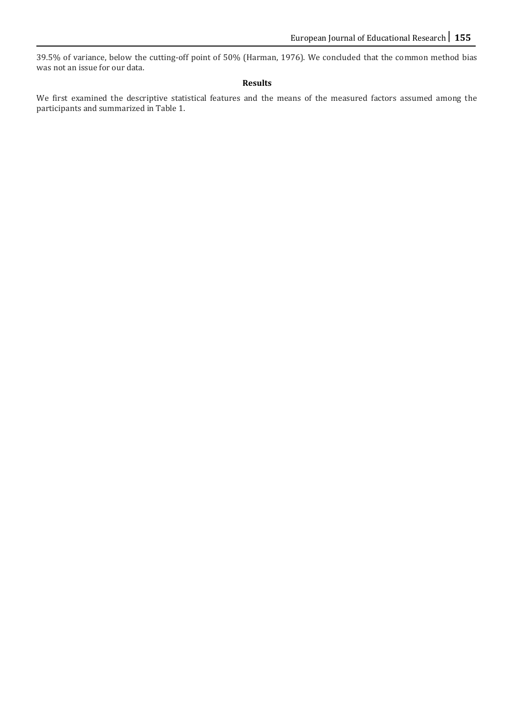39.5% of variance, below the cutting-off point of 50% (Harman, 1976). We concluded that the common method bias was not an issue for our data.

## Results

We first examined the descriptive statistical features and the means of the measured factors assumed among the participants and summarized in Table 1.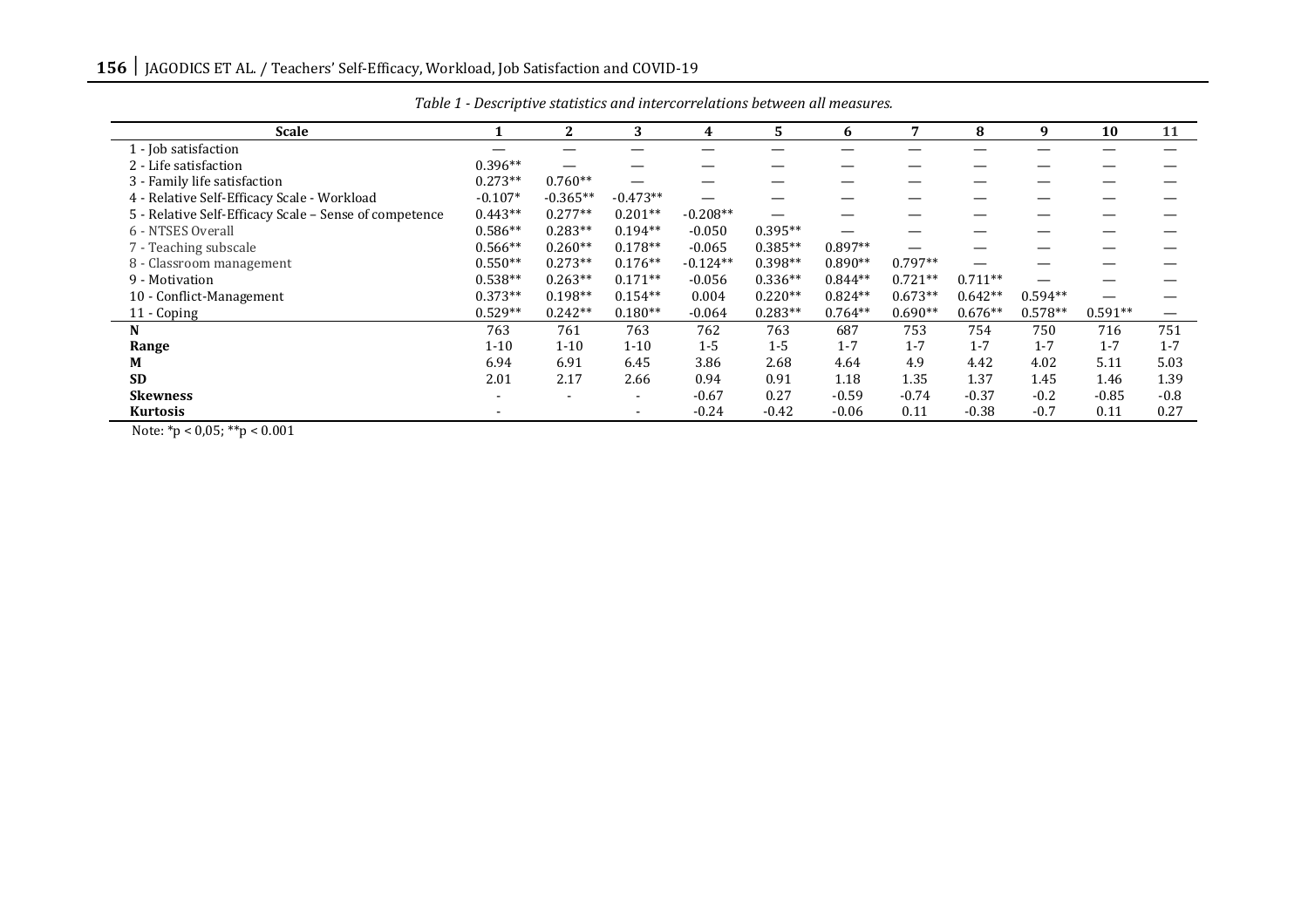*Table 1 - Descriptive statistics and intercorrelations between all measures.*

| Scale | 1 | 2 | 3 | 4 | 5 | 6 | 7 | 8 | 9 | 10 | 11 |
|---|---|---|---|---|---|---|---|---|---|---|---|
| 1 - Job satisfaction | — | — | — | — | — | — | — | — | — | — | — |
| 2 - Life satisfaction | 0.396** | — | — | — | — | — | — | — | — | — | — |
| 3 - Family life satisfaction | 0.273** | 0.760** | — | — | — | — | — | — | — | — | — |
| 4 - Relative Self-Efficacy Scale - Workload | -0.107* | -0.365** | -0.473** | — | — | — | — | — | — | — | — |
| 5 - Relative Self-Efficacy Scale – Sense of competence | 0.443** | 0.277** | 0.201** | -0.208** | — | — | — | — | — | — | — |
| 6 - NTSES Overall | 0.586** | 0.283** | 0.194** | -0.050 | 0.395** | — | — | — | — | — | — |
| 7 - Teaching subscale | 0.566** | 0.260** | 0.178** | -0.065 | 0.385** | 0.897** | — | — | — | — | — |
| 8 - Classroom management | 0.550** | 0.273** | 0.176** | -0.124** | 0.398** | 0.890** | 0.797** | — | — | — | — |
| 9 - Motivation | 0.538** | 0.263** | 0.171** | -0.056 | 0.336** | 0.844** | 0.721** | 0.711** | — | — | — |
| 10 - Conflict-Management | 0.373** | 0.198** | 0.154** | 0.004 | 0.220** | 0.824** | 0.673** | 0.642** | 0.594** | — | — |
| 11 - Coping | 0.529** | 0.242** | 0.180** | -0.064 | 0.283** | 0.764** | 0.690** | 0.676** | 0.578** | 0.591** | — |
| **N** | 763 | 761 | 763 | 762 | 763 | 687 | 753 | 754 | 750 | 716 | 751 |
| **Range** | 1-10 | 1-10 | 1-10 | 1-5 | 1-5 | 1-7 | 1-7 | 1-7 | 1-7 | 1-7 | 1-7 |
| **M** | 6.94 | 6.91 | 6.45 | 3.86 | 2.68 | 4.64 | 4.9 | 4.42 | 4.02 | 5.11 | 5.03 |
| **SD** | 2.01 | 2.17 | 2.66 | 0.94 | 0.91 | 1.18 | 1.35 | 1.37 | 1.45 | 1.46 | 1.39 |
| **Skewness** | - | - | - | -0.67 | 0.27 | -0.59 | -0.74 | -0.37 | -0.2 | -0.85 | -0.8 |
| **Kurtosis** | - | | - | -0.24 | -0.42 | -0.06 | 0.11 | -0.38 | -0.7 | 0.11 | 0.27 |

Note: $^{*}p < 0,05$; $^{**}p < 0.001$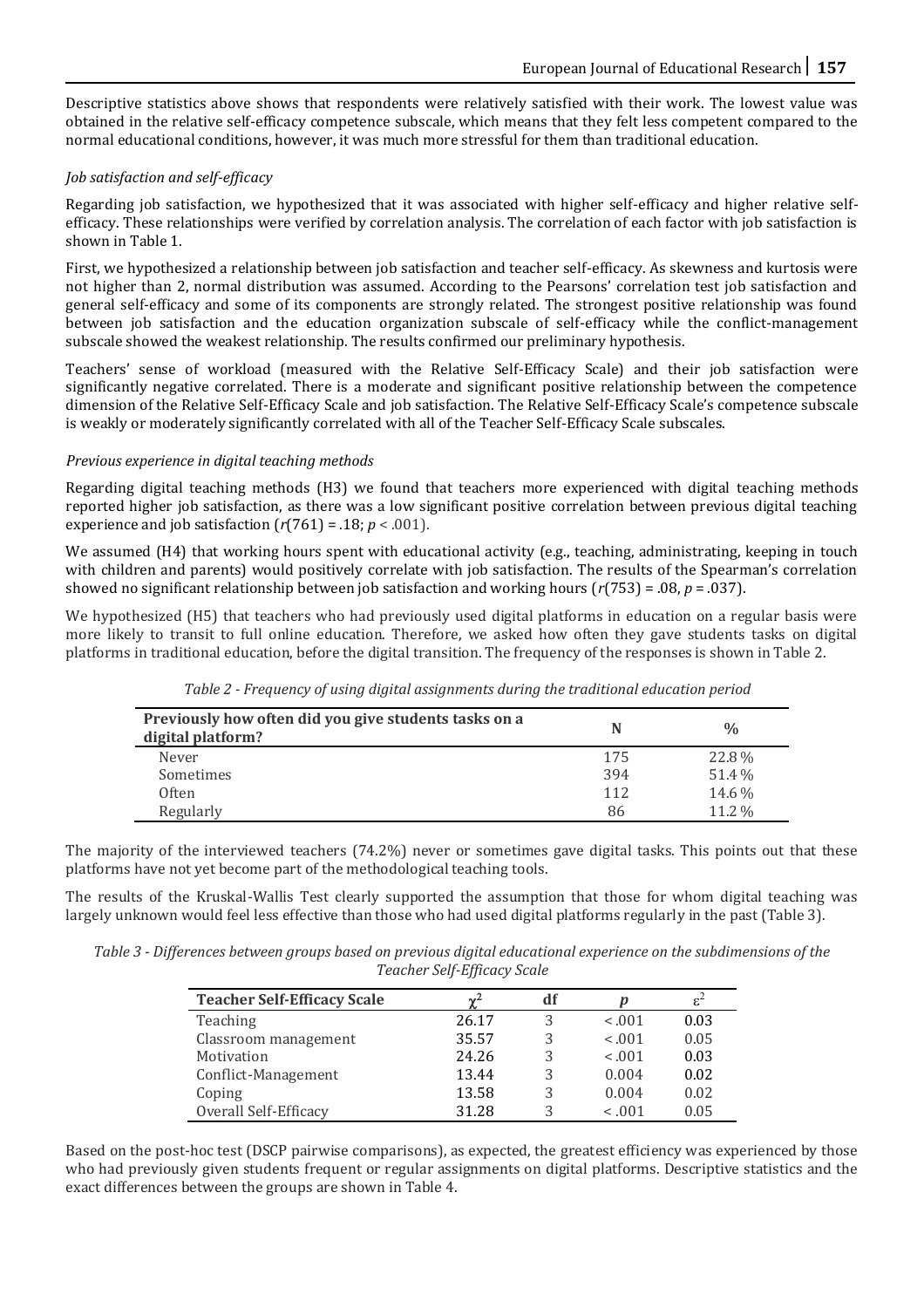Descriptive statistics above shows that respondents were relatively satisfied with their work. The lowest value was obtained in the relative self-efficacy competence subscale, which means that they felt less competent compared to the normal educational conditions, however, it was much more stressful for them than traditional education.

### *Job satisfaction and self-efficacy*

Regarding job satisfaction, we hypothesized that it was associated with higher self-efficacy and higher relative self-efficacy. These relationships were verified by correlation analysis. The correlation of each factor with job satisfaction is shown in Table 1.

First, we hypothesized a relationship between job satisfaction and teacher self-efficacy. As skewness and kurtosis were not higher than 2, normal distribution was assumed. According to the Pearsons' correlation test job satisfaction and general self-efficacy and some of its components are strongly related. The strongest positive relationship was found between job satisfaction and the education organization subscale of self-efficacy while the conflict-management subscale showed the weakest relationship. The results confirmed our preliminary hypothesis.

Teachers' sense of workload (measured with the Relative Self-Efficacy Scale) and their job satisfaction were significantly negative correlated. There is a moderate and significant positive relationship between the competence dimension of the Relative Self-Efficacy Scale and job satisfaction. The Relative Self-Efficacy Scale's competence subscale is weakly or moderately significantly correlated with all of the Teacher Self-Efficacy Scale subscales.

### *Previous experience in digital teaching methods*

Regarding digital teaching methods (H3) we found that teachers more experienced with digital teaching methods reported higher job satisfaction, as there was a low significant positive correlation between previous digital teaching experience and job satisfaction ($r(761) = .18$; $p < .001$).

We assumed (H4) that working hours spent with educational activity (e.g., teaching, administrating, keeping in touch with children and parents) would positively correlate with job satisfaction. The results of the Spearman's correlation showed no significant relationship between job satisfaction and working hours ($r(753) = .08$, $p = .037$).

We hypothesized (H5) that teachers who had previously used digital platforms in education on a regular basis were more likely to transit to full online education. Therefore, we asked how often they gave students tasks on digital platforms in traditional education, before the digital transition. The frequency of the responses is shown in Table 2.

*Table 2 - Frequency of using digital assignments during the traditional education period*

| Previously how often did you give students tasks on a digital platform? | N | % |
|---|---|---|
| Never | 175 | 22.8 % |
| Sometimes | 394 | 51.4 % |
| Often | 112 | 14.6 % |
| Regularly | 86 | 11.2 % |

The majority of the interviewed teachers (74.2%) never or sometimes gave digital tasks. This points out that these platforms have not yet become part of the methodological teaching tools.

The results of the Kruskal-Wallis Test clearly supported the assumption that those for whom digital teaching was largely unknown would feel less effective than those who had used digital platforms regularly in the past (Table 3).

*Table 3 - Differences between groups based on previous digital educational experience on the subdimensions of the Teacher Self-Efficacy Scale*

| Teacher Self-Efficacy Scale | $\chi^2$ | df | $p$ | $\varepsilon^2$ |
|---|---|---|---|---|
| Teaching | 26.17 | 3 | < .001 | 0.03 |
| Classroom management | 35.57 | 3 | < .001 | 0.05 |
| Motivation | 24.26 | 3 | < .001 | 0.03 |
| Conflict-Management | 13.44 | 3 | 0.004 | 0.02 |
| Coping | 13.58 | 3 | 0.004 | 0.02 |
| Overall Self-Efficacy | 31.28 | 3 | < .001 | 0.05 |

Based on the post-hoc test (DSCP pairwise comparisons), as expected, the greatest efficiency was experienced by those who had previously given students frequent or regular assignments on digital platforms. Descriptive statistics and the exact differences between the groups are shown in Table 4.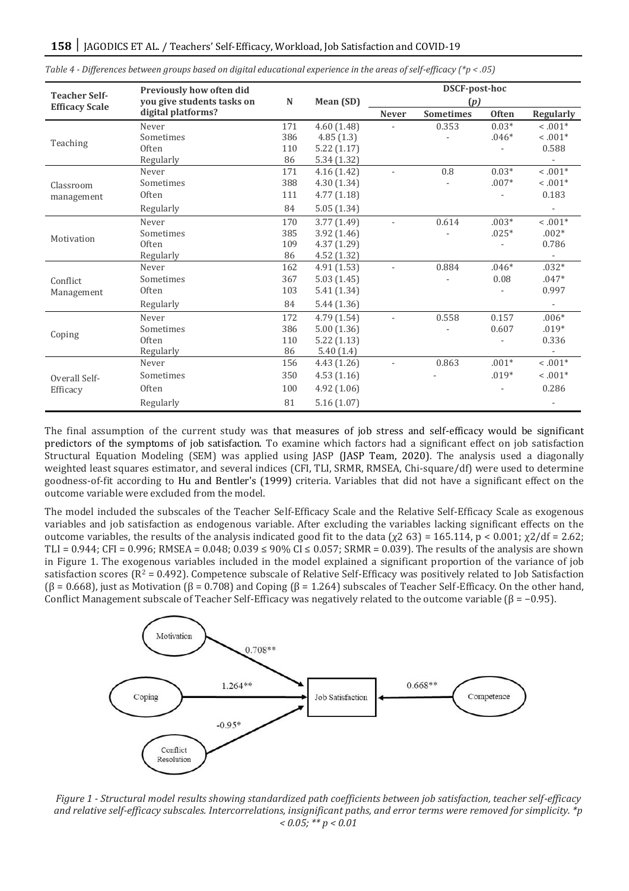*Table 4 - Differences between groups based on digital educational experience in the areas of self-efficacy (\*p < .05)*

| Teacher Self-Efficacy Scale | Previously how often did you give students tasks on digital platforms? | N | Mean (SD) | DSCF-post-hoc (p) | | | |
|---|---|---|---|---|---|---|---|
| | | | | Never | Sometimes | Often | Regularly |
| Teaching | Never | 171 | 4.60 (1.48) | - | 0.353 | 0.03* | < .001* |
| | Sometimes | 386 | 4.85 (1.3) | | - | .046* | < .001* |
| | Often | 110 | 5.22 (1.17) | | | - | 0.588 |
| | Regularly | 86 | 5.34 (1.32) | | | | - |
| Classroom management | Never | 171 | 4.16 (1.42) | - | 0.8 | 0.03* | < .001* |
| | Sometimes | 388 | 4.30 (1.34) | | - | .007* | < .001* |
| | Often | 111 | 4.77 (1.18) | | | - | 0.183 |
| | Regularly | 84 | 5.05 (1.34) | | | | - |
| Motivation | Never | 170 | 3.77 (1.49) | - | 0.614 | .003* | < .001* |
| | Sometimes | 385 | 3.92 (1.46) | | - | .025* | .002* |
| | Often | 109 | 4.37 (1.29) | | | - | 0.786 |
| | Regularly | 86 | 4.52 (1.32) | | | | - |
| Conflict Management | Never | 162 | 4.91 (1.53) | - | 0.884 | .046* | .032* |
| | Sometimes | 367 | 5.03 (1.45) | | - | 0.08 | .047* |
| | Often | 103 | 5.41 (1.34) | | | - | 0.997 |
| | Regularly | 84 | 5.44 (1.36) | | | | - |
| Coping | Never | 172 | 4.79 (1.54) | - | 0.558 | 0.157 | .006* |
| | Sometimes | 386 | 5.00 (1.36) | | - | 0.607 | .019* |
| | Often | 110 | 5.22 (1.13) | | | - | 0.336 |
| | Regularly | 86 | 5.40 (1.4) | | | | - |
| Overall Self-Efficacy | Never | 156 | 4.43 (1.26) | - | 0.863 | .001* | < .001* |
| | Sometimes | 350 | 4.53 (1.16) | | - | .019* | < .001* |
| | Often | 100 | 4.92 (1.06) | | | - | 0.286 |
| | Regularly | 81 | 5.16 (1.07) | | | | - |

The final assumption of the current study was that measures of job stress and self-efficacy would be significant predictors of the symptoms of job satisfaction. To examine which factors had a significant effect on job satisfaction Structural Equation Modeling (SEM) was applied using JASP (JASP Team, 2020). The analysis used a diagonally weighted least squares estimator, and several indices (CFI, TLI, SRMR, RMSEA, Chi-square/df) were used to determine goodness-of-fit according to Hu and Bentler's (1999) criteria. Variables that did not have a significant effect on the outcome variable were excluded from the model.

The model included the subscales of the Teacher Self-Efficacy Scale and the Relative Self-Efficacy Scale as exogenous variables and job satisfaction as endogenous variable. After excluding the variables lacking significant effects on the outcome variables, the results of the analysis indicated good fit to the data ($\chi^2$ 63) = 165.114, $p < 0.001$; $\chi^2/df = 2.62$; TLI = 0.944; CFI = 0.996; RMSEA = 0.048; 0.039 ≤ 90% CI ≤ 0.057; SRMR = 0.039). The results of the analysis are shown in Figure 1. The exogenous variables included in the model explained a significant proportion of the variance of job satisfaction scores ($R^2 = 0.492$). Competence subscale of Relative Self-Efficacy was positively related to Job Satisfaction ($\beta = 0.668$), just as Motivation ($\beta = 0.708$) and Coping ($\beta = 1.264$) subscales of Teacher Self-Efficacy. On the other hand, Conflict Management subscale of Teacher Self-Efficacy was negatively related to the outcome variable ($\beta = -0.95$).

*Figure 1 - Structural model results showing standardized path coefficients between job satisfaction, teacher self-efficacy and relative self-efficacy subscales. Intercorrelations, insignificant paths, and error terms were removed for simplicity. \*p < 0.05; \*\* p < 0.01*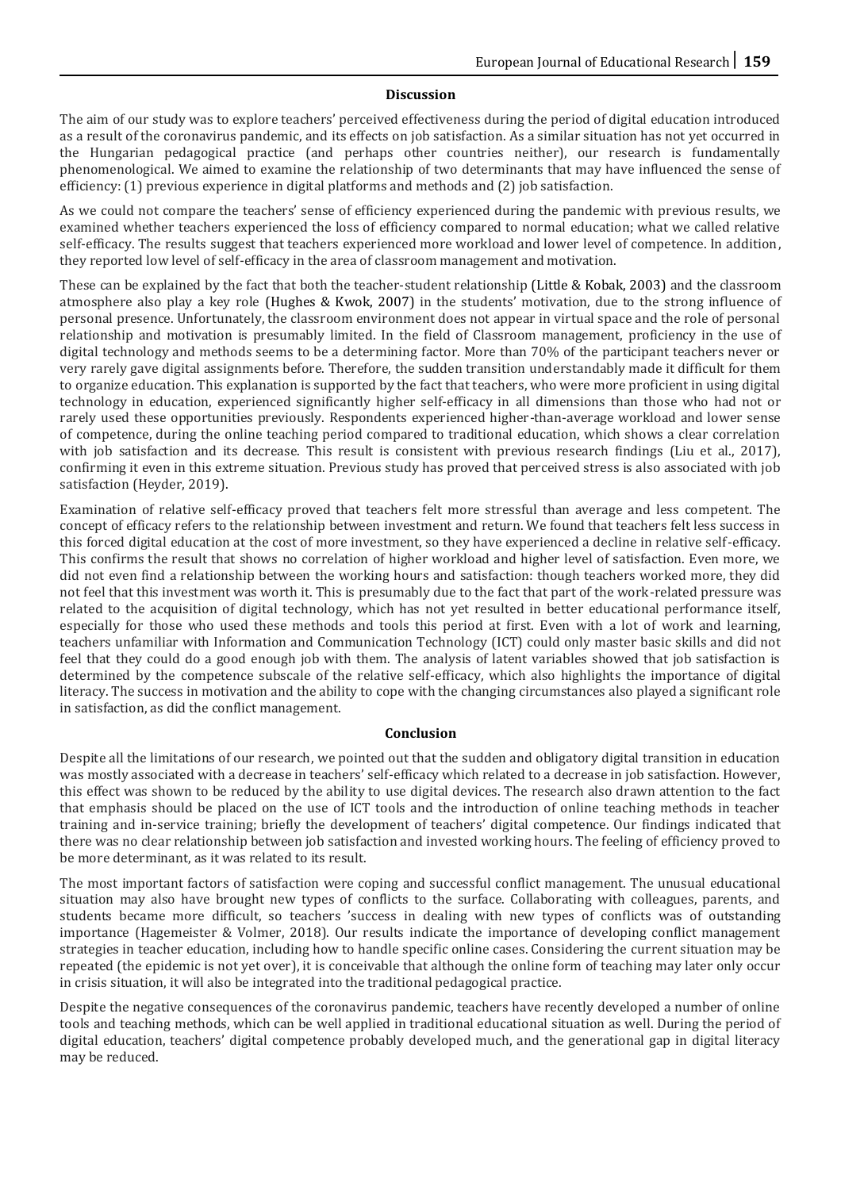## Discussion

The aim of our study was to explore teachers' perceived effectiveness during the period of digital education introduced as a result of the coronavirus pandemic, and its effects on job satisfaction. As a similar situation has not yet occurred in the Hungarian pedagogical practice (and perhaps other countries neither), our research is fundamentally phenomenological. We aimed to examine the relationship of two determinants that may have influenced the sense of efficiency: (1) previous experience in digital platforms and methods and (2) job satisfaction.

As we could not compare the teachers' sense of efficiency experienced during the pandemic with previous results, we examined whether teachers experienced the loss of efficiency compared to normal education; what we called relative self-efficacy. The results suggest that teachers experienced more workload and lower level of competence. In addition, they reported low level of self-efficacy in the area of classroom management and motivation.

These can be explained by the fact that both the teacher-student relationship (Little & Kobak, 2003) and the classroom atmosphere also play a key role (Hughes & Kwok, 2007) in the students' motivation, due to the strong influence of personal presence. Unfortunately, the classroom environment does not appear in virtual space and the role of personal relationship and motivation is presumably limited. In the field of Classroom management, proficiency in the use of digital technology and methods seems to be a determining factor. More than 70% of the participant teachers never or very rarely gave digital assignments before. Therefore, the sudden transition understandably made it difficult for them to organize education. This explanation is supported by the fact that teachers, who were more proficient in using digital technology in education, experienced significantly higher self-efficacy in all dimensions than those who had not or rarely used these opportunities previously. Respondents experienced higher-than-average workload and lower sense of competence, during the online teaching period compared to traditional education, which shows a clear correlation with job satisfaction and its decrease. This result is consistent with previous research findings (Liu et al., 2017), confirming it even in this extreme situation. Previous study has proved that perceived stress is also associated with job satisfaction (Heyder, 2019).

Examination of relative self-efficacy proved that teachers felt more stressful than average and less competent. The concept of efficacy refers to the relationship between investment and return. We found that teachers felt less success in this forced digital education at the cost of more investment, so they have experienced a decline in relative self-efficacy. This confirms the result that shows no correlation of higher workload and higher level of satisfaction. Even more, we did not even find a relationship between the working hours and satisfaction: though teachers worked more, they did not feel that this investment was worth it. This is presumably due to the fact that part of the work-related pressure was related to the acquisition of digital technology, which has not yet resulted in better educational performance itself, especially for those who used these methods and tools this period at first. Even with a lot of work and learning, teachers unfamiliar with Information and Communication Technology (ICT) could only master basic skills and did not feel that they could do a good enough job with them. The analysis of latent variables showed that job satisfaction is determined by the competence subscale of the relative self-efficacy, which also highlights the importance of digital literacy. The success in motivation and the ability to cope with the changing circumstances also played a significant role in satisfaction, as did the conflict management.

## Conclusion

Despite all the limitations of our research, we pointed out that the sudden and obligatory digital transition in education was mostly associated with a decrease in teachers' self-efficacy which related to a decrease in job satisfaction. However, this effect was shown to be reduced by the ability to use digital devices. The research also drawn attention to the fact that emphasis should be placed on the use of ICT tools and the introduction of online teaching methods in teacher training and in-service training; briefly the development of teachers' digital competence. Our findings indicated that there was no clear relationship between job satisfaction and invested working hours. The feeling of efficiency proved to be more determinant, as it was related to its result.

The most important factors of satisfaction were coping and successful conflict management. The unusual educational situation may also have brought new types of conflicts to the surface. Collaborating with colleagues, parents, and students became more difficult, so teachers 'success in dealing with new types of conflicts was of outstanding importance (Hagemeister & Volmer, 2018). Our results indicate the importance of developing conflict management strategies in teacher education, including how to handle specific online cases. Considering the current situation may be repeated (the epidemic is not yet over), it is conceivable that although the online form of teaching may later only occur in crisis situation, it will also be integrated into the traditional pedagogical practice.

Despite the negative consequences of the coronavirus pandemic, teachers have recently developed a number of online tools and teaching methods, which can be well applied in traditional educational situation as well. During the period of digital education, teachers' digital competence probably developed much, and the generational gap in digital literacy may be reduced.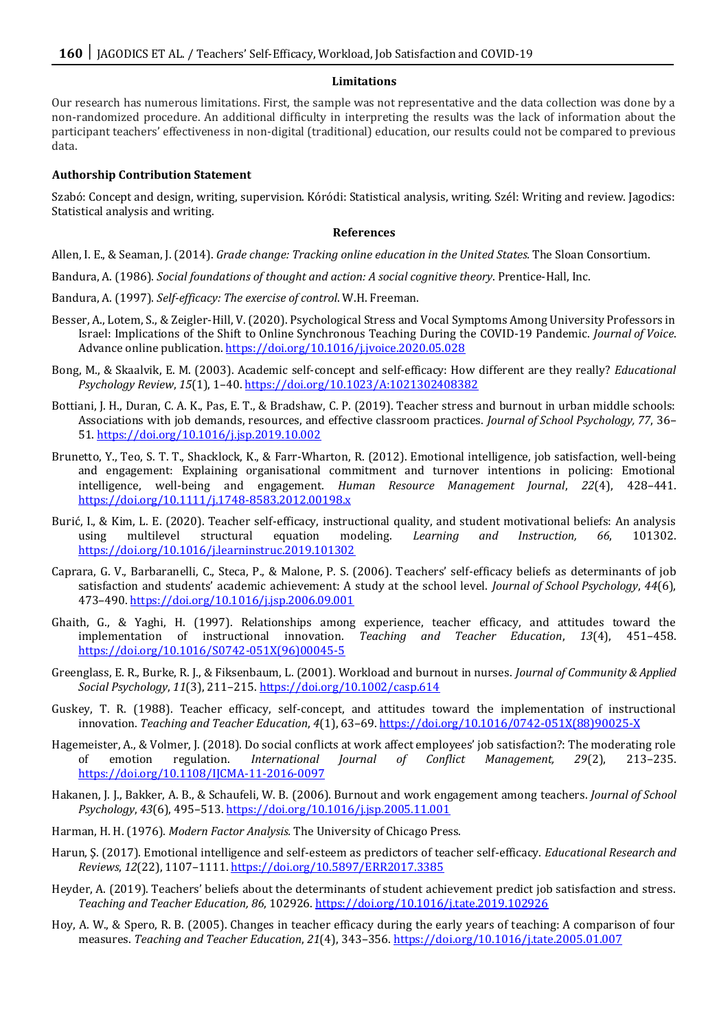### Limitations

Our research has numerous limitations. First, the sample was not representative and the data collection was done by a non-randomized procedure. An additional difficulty in interpreting the results was the lack of information about the participant teachers' effectiveness in non-digital (traditional) education, our results could not be compared to previous data.

**Authorship Contribution Statement**

Szabó: Concept and design, writing, supervision. Kóródi: Statistical analysis, writing. Szél: Writing and review. Jagodics: Statistical analysis and writing.

### References

Allen, I. E., & Seaman, J. (2014). *Grade change: Tracking online education in the United States.* The Sloan Consortium.

Bandura, A. (1986). *Social foundations of thought and action: A social cognitive theory*. Prentice-Hall, Inc.

Bandura, A. (1997). *Self-efficacy: The exercise of control*. W.H. Freeman.

Besser, A., Lotem, S., & Zeigler-Hill, V. (2020). Psychological Stress and Vocal Symptoms Among University Professors in Israel: Implications of the Shift to Online Synchronous Teaching During the COVID-19 Pandemic. *Journal of Voice*. Advance online publication. https://doi.org/10.1016/j.jvoice.2020.05.028

Bong, M., & Skaalvik, E. M. (2003). Academic self-concept and self-efficacy: How different are they really? *Educational Psychology Review*, *15*(1), 1–40. https://doi.org/10.1023/A:1021302408382

Bottiani, J. H., Duran, C. A. K., Pas, E. T., & Bradshaw, C. P. (2019). Teacher stress and burnout in urban middle schools: Associations with job demands, resources, and effective classroom practices. *Journal of School Psychology, 77*, 36–51. https://doi.org/10.1016/j.jsp.2019.10.002

Brunetto, Y., Teo, S. T. T., Shacklock, K., & Farr-Wharton, R. (2012). Emotional intelligence, job satisfaction, well-being and engagement: Explaining organisational commitment and turnover intentions in policing: Emotional intelligence, well-being and engagement. *Human Resource Management Journal*, *22*(4), 428–441. https://doi.org/10.1111/j.1748-8583.2012.00198.x

Burić, I., & Kim, L. E. (2020). Teacher self-efficacy, instructional quality, and student motivational beliefs: An analysis using multilevel structural equation modeling. *Learning and Instruction, 66*, 101302. https://doi.org/10.1016/j.learninstruc.2019.101302

Caprara, G. V., Barbaranelli, C., Steca, P., & Malone, P. S. (2006). Teachers' self-efficacy beliefs as determinants of job satisfaction and students' academic achievement: A study at the school level. *Journal of School Psychology*, *44*(6), 473–490. https://doi.org/10.1016/j.jsp.2006.09.001

Ghaith, G., & Yaghi, H. (1997). Relationships among experience, teacher efficacy, and attitudes toward the implementation of instructional innovation. *Teaching and Teacher Education*, *13*(4), 451–458. https://doi.org/10.1016/S0742-051X(96)00045-5

Greenglass, E. R., Burke, R. J., & Fiksenbaum, L. (2001). Workload and burnout in nurses. *Journal of Community & Applied Social Psychology*, *11*(3), 211–215. https://doi.org/10.1002/casp.614

Guskey, T. R. (1988). Teacher efficacy, self-concept, and attitudes toward the implementation of instructional innovation. *Teaching and Teacher Education*, *4*(1), 63–69. https://doi.org/10.1016/0742-051X(88)90025-X

Hagemeister, A., & Volmer, J. (2018). Do social conflicts at work affect employees' job satisfaction?: The moderating role of emotion regulation. *International Journal of Conflict Management, 29*(2), 213–235. https://doi.org/10.1108/IJCMA-11-2016-0097

Hakanen, J. J., Bakker, A. B., & Schaufeli, W. B. (2006). Burnout and work engagement among teachers. *Journal of School Psychology*, *43*(6), 495–513. https://doi.org/10.1016/j.jsp.2005.11.001

Harman, H. H. (1976). *Modern Factor Analysis.* The University of Chicago Press.

Harun, Ş. (2017). Emotional intelligence and self-esteem as predictors of teacher self-efficacy. *Educational Research and Reviews*, *12*(22), 1107–1111. https://doi.org/10.5897/ERR2017.3385

Heyder, A. (2019). Teachers' beliefs about the determinants of student achievement predict job satisfaction and stress. *Teaching and Teacher Education, 86*, 102926. https://doi.org/10.1016/j.tate.2019.102926

Hoy, A. W., & Spero, R. B. (2005). Changes in teacher efficacy during the early years of teaching: A comparison of four measures. *Teaching and Teacher Education*, *21*(4), 343–356. https://doi.org/10.1016/j.tate.2005.01.007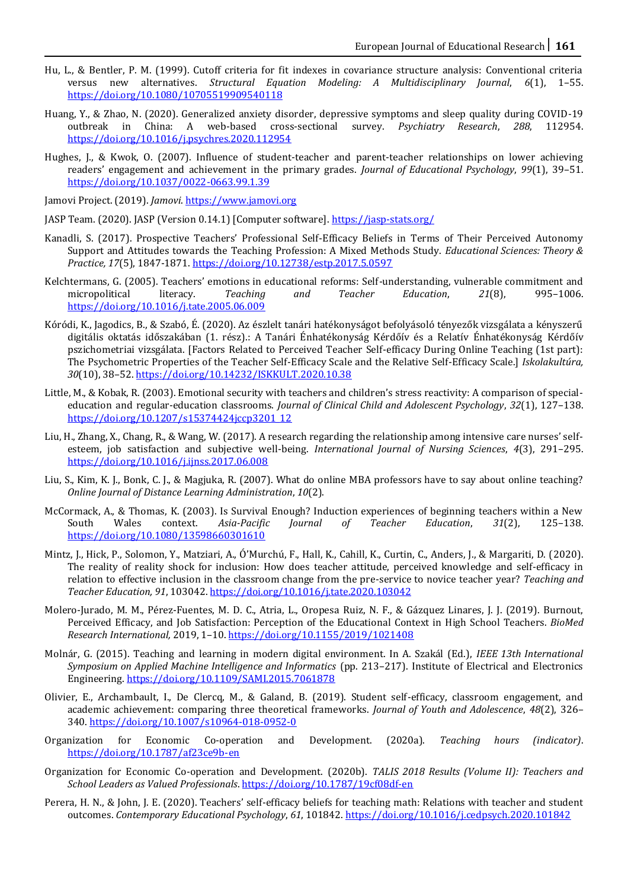Hu, L., & Bentler, P. M. (1999). Cutoff criteria for fit indexes in covariance structure analysis: Conventional criteria versus new alternatives. *Structural Equation Modeling: A Multidisciplinary Journal*, *6*(1), 1–55. https://doi.org/10.1080/10705519909540118

Huang, Y., & Zhao, N. (2020). Generalized anxiety disorder, depressive symptoms and sleep quality during COVID-19 outbreak in China: A web-based cross-sectional survey. *Psychiatry Research*, *288*, 112954. https://doi.org/10.1016/j.psychres.2020.112954

Hughes, J., & Kwok, O. (2007). Influence of student-teacher and parent-teacher relationships on lower achieving readers' engagement and achievement in the primary grades. *Journal of Educational Psychology*, *99*(1), 39–51. https://doi.org/10.1037/0022-0663.99.1.39

Jamovi Project. (2019). *Jamovi*. https://www.jamovi.org

JASP Team. (2020). JASP (Version 0.14.1) [Computer software]. https://jasp-stats.org/

Kanadli, S. (2017). Prospective Teachers' Professional Self-Efficacy Beliefs in Terms of Their Perceived Autonomy Support and Attitudes towards the Teaching Profession: A Mixed Methods Study. *Educational Sciences: Theory & Practice, 17*(5), 1847-1871. https://doi.org/10.12738/estp.2017.5.0597

Kelchtermans, G. (2005). Teachers' emotions in educational reforms: Self-understanding, vulnerable commitment and micropolitical literacy. *Teaching and Teacher Education*, *21*(8), 995–1006. https://doi.org/10.1016/j.tate.2005.06.009

Kóródi, K., Jagodics, B., & Szabó, É. (2020). Az észlelt tanári hatékonyságot befolyásoló tényezők vizsgálata a kényszerű digitális oktatás időszakában (1. rész).: A Tanári Énhatékonyság Kérdőív és a Relatív Énhatékonyság Kérdőív pszichometriai vizsgálata. [Factors Related to Perceived Teacher Self-efficacy During Online Teaching (1st part): The Psychometric Properties of the Teacher Self-Efficacy Scale and the Relative Self-Efficacy Scale.] *Iskolakultúra, 30*(10), 38–52. https://doi.org/10.14232/ISKKULT.2020.10.38

Little, M., & Kobak, R. (2003). Emotional security with teachers and children's stress reactivity: A comparison of special-education and regular-education classrooms. *Journal of Clinical Child and Adolescent Psychology*, *32*(1), 127–138. https://doi.org/10.1207/s15374424jccp3201_12

Liu, H., Zhang, X., Chang, R., & Wang, W. (2017). A research regarding the relationship among intensive care nurses' self-esteem, job satisfaction and subjective well-being. *International Journal of Nursing Sciences*, *4*(3), 291–295. https://doi.org/10.1016/j.ijnss.2017.06.008

Liu, S., Kim, K. J., Bonk, C. J., & Magjuka, R. (2007). What do online MBA professors have to say about online teaching? *Online Journal of Distance Learning Administration*, *10*(2).

McCormack, A., & Thomas, K. (2003). Is Survival Enough? Induction experiences of beginning teachers within a New South Wales context. *Asia-Pacific Journal of Teacher Education*, *31*(2), 125–138. https://doi.org/10.1080/13598660301610

Mintz, J., Hick, P., Solomon, Y., Matziari, A., Ó'Murchú, F., Hall, K., Cahill, K., Curtin, C., Anders, J., & Margariti, D. (2020). The reality of reality shock for inclusion: How does teacher attitude, perceived knowledge and self-efficacy in relation to effective inclusion in the classroom change from the pre-service to novice teacher year? *Teaching and Teacher Education, 91*, 103042. https://doi.org/10.1016/j.tate.2020.103042

Molero-Jurado, M. M., Pérez-Fuentes, M. D. C., Atria, L., Oropesa Ruiz, N. F., & Gázquez Linares, J. J. (2019). Burnout, Perceived Efficacy, and Job Satisfaction: Perception of the Educational Context in High School Teachers. *BioMed Research International,* 2019, 1–10. https://doi.org/10.1155/2019/1021408

Molnár, G. (2015). Teaching and learning in modern digital environment. In A. Szakál (Ed.), *IEEE 13th International Symposium on Applied Machine Intelligence and Informatics* (pp. 213–217). Institute of Electrical and Electronics Engineering. https://doi.org/10.1109/SAMI.2015.7061878

Olivier, E., Archambault, I., De Clercq, M., & Galand, B. (2019). Student self-efficacy, classroom engagement, and academic achievement: comparing three theoretical frameworks. *Journal of Youth and Adolescence*, *48*(2), 326–340. https://doi.org/10.1007/s10964-018-0952-0

Organization for Economic Co-operation and Development. (2020a). *Teaching hours (indicator)*. https://doi.org/10.1787/af23ce9b-en

Organization for Economic Co-operation and Development. (2020b). *TALIS 2018 Results (Volume II): Teachers and School Leaders as Valued Professionals*. https://doi.org/10.1787/19cf08df-en

Perera, H. N., & John, J. E. (2020). Teachers' self-efficacy beliefs for teaching math: Relations with teacher and student outcomes. *Contemporary Educational Psychology*, *61*, 101842. https://doi.org/10.1016/j.cedpsych.2020.101842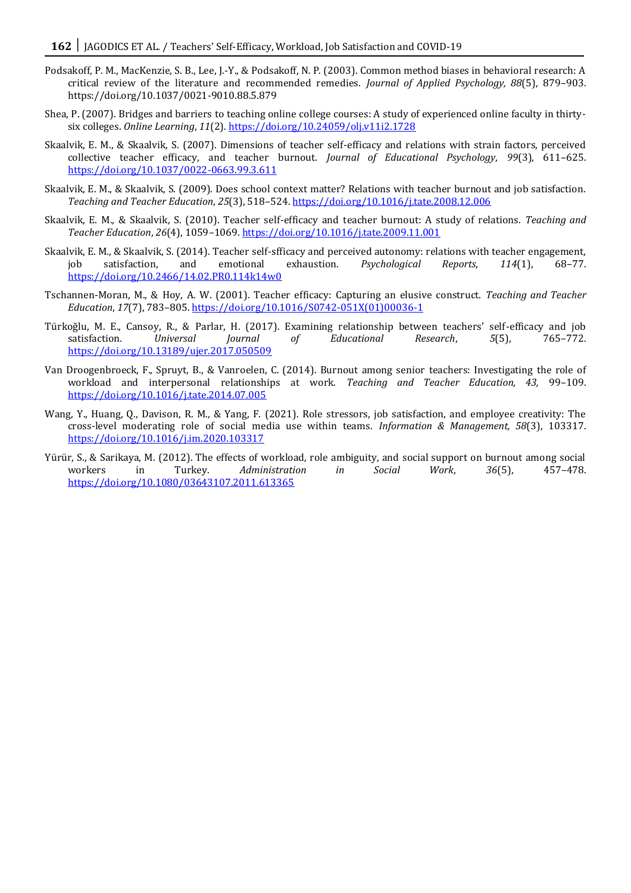Podsakoff, P. M., MacKenzie, S. B., Lee, J.-Y., & Podsakoff, N. P. (2003). Common method biases in behavioral research: A critical review of the literature and recommended remedies. *Journal of Applied Psychology, 88*(5), 879–903. https://doi.org/10.1037/0021-9010.88.5.879

Shea, P. (2007). Bridges and barriers to teaching online college courses: A study of experienced online faculty in thirty-six colleges. *Online Learning*, *11*(2). https://doi.org/10.24059/olj.v11i2.1728

Skaalvik, E. M., & Skaalvik, S. (2007). Dimensions of teacher self-efficacy and relations with strain factors, perceived collective teacher efficacy, and teacher burnout. *Journal of Educational Psychology*, *99*(3), 611–625. https://doi.org/10.1037/0022-0663.99.3.611

Skaalvik, E. M., & Skaalvik, S. (2009). Does school context matter? Relations with teacher burnout and job satisfaction. *Teaching and Teacher Education*, *25*(3), 518–524. https://doi.org/10.1016/j.tate.2008.12.006

Skaalvik, E. M., & Skaalvik, S. (2010). Teacher self-efficacy and teacher burnout: A study of relations. *Teaching and Teacher Education*, *26*(4), 1059–1069. https://doi.org/10.1016/j.tate.2009.11.001

Skaalvik, E. M., & Skaalvik, S. (2014). Teacher self-sfficacy and perceived autonomy: relations with teacher engagement, job satisfaction, and emotional exhaustion. *Psychological Reports*, *114*(1), 68–77. https://doi.org/10.2466/14.02.PR0.114k14w0

Tschannen-Moran, M., & Hoy, A. W. (2001). Teacher efficacy: Capturing an elusive construct. *Teaching and Teacher Education*, *17*(7), 783–805. https://doi.org/10.1016/S0742-051X(01)00036-1

Türkoğlu, M. E., Cansoy, R., & Parlar, H. (2017). Examining relationship between teachers' self-efficacy and job satisfaction. *Universal Journal of Educational Research*, *5*(5), 765–772. https://doi.org/10.13189/ujer.2017.050509

Van Droogenbroeck, F., Spruyt, B., & Vanroelen, C. (2014). Burnout among senior teachers: Investigating the role of workload and interpersonal relationships at work. *Teaching and Teacher Education, 43,* 99–109. https://doi.org/10.1016/j.tate.2014.07.005

Wang, Y., Huang, Q., Davison, R. M., & Yang, F. (2021). Role stressors, job satisfaction, and employee creativity: The cross-level moderating role of social media use within teams. *Information & Management, 58*(3), 103317. https://doi.org/10.1016/j.im.2020.103317

Yürür, S., & Sarikaya, M. (2012). The effects of workload, role ambiguity, and social support on burnout among social workers in Turkey. *Administration in Social Work*, *36*(5), 457–478. https://doi.org/10.1080/03643107.2011.613365